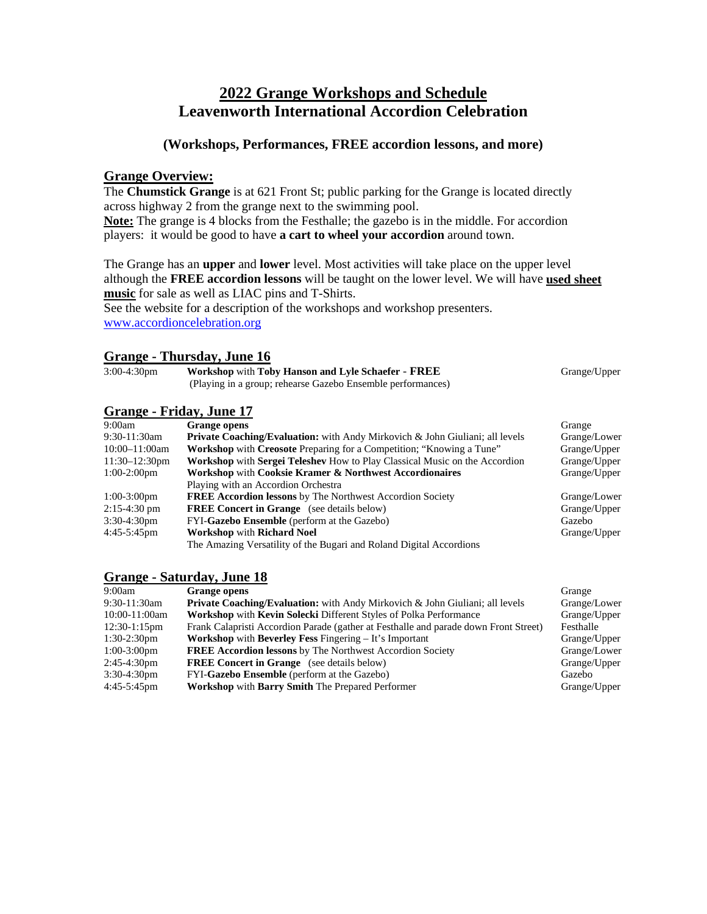# 2022 Grange Workshops and Schedule
# Leavenworth International Accordion Celebration

### (Workshops, Performances, FREE accordion lessons, and more)

## Grange Overview:

The **Chumstick Grange** is at 621 Front St; public parking for the Grange is located directly across highway 2 from the grange next to the swimming pool.

**Note:** The grange is 4 blocks from the Festhalle; the gazebo is in the middle. For accordion players: it would be good to have **a cart to wheel your accordion** around town.

The Grange has an **upper** and **lower** level. Most activities will take place on the upper level although the **FREE accordion lessons** will be taught on the lower level. We will have **used sheet music** for sale as well as LIAC pins and T-Shirts.

See the website for a description of the workshops and workshop presenters.

www.accordioncelebration.org

## Grange - Thursday, June 16

| Time | Event | Location |
|---|---|---|
| 3:00-4:30pm | **Workshop** with **Toby Hanson and Lyle Schaefer - FREE** (Playing in a group; rehearse Gazebo Ensemble performances) | Grange/Upper |

## Grange - Friday, June 17

| Time | Event | Location |
|---|---|---|
| 9:00am | **Grange opens** | Grange |
| 9:30-11:30am | **Private Coaching/Evaluation:** with Andy Mirkovich & John Giuliani; all levels | Grange/Lower |
| 10:00–11:00am | **Workshop** with **Creosote** Preparing for a Competition; "Knowing a Tune" | Grange/Upper |
| 11:30–12:30pm | **Workshop** with **Sergei Teleshev** How to Play Classical Music on the Accordion | Grange/Upper |
| 1:00-2:00pm | **Workshop** with **Cooksie Kramer & Northwest Accordionaires** Playing with an Accordion Orchestra | Grange/Upper |
| 1:00-3:00pm | **FREE Accordion lessons** by The Northwest Accordion Society | Grange/Lower |
| 2:15-4:30 pm | **FREE Concert in Grange** (see details below) | Grange/Upper |
| 3:30-4:30pm | FYI-**Gazebo Ensemble** (perform at the Gazebo) | Gazebo |
| 4:45-5:45pm | **Workshop** with **Richard Noel** The Amazing Versatility of the Bugari and Roland Digital Accordions | Grange/Upper |

## Grange - Saturday, June 18

| Time | Event | Location |
|---|---|---|
| 9:00am | **Grange opens** | Grange |
| 9:30-11:30am | **Private Coaching/Evaluation:** with Andy Mirkovich & John Giuliani; all levels | Grange/Lower |
| 10:00-11:00am | **Workshop** with **Kevin Solecki** Different Styles of Polka Performance | Grange/Upper |
| 12:30-1:15pm | Frank Calapristi Accordion Parade (gather at Festhalle and parade down Front Street) | Festhalle |
| 1:30-2:30pm | **Workshop** with **Beverley Fess** Fingering – It's Important | Grange/Upper |
| 1:00-3:00pm | **FREE Accordion lessons** by The Northwest Accordion Society | Grange/Lower |
| 2:45-4:30pm | **FREE Concert in Grange** (see details below) | Grange/Upper |
| 3:30-4:30pm | FYI-**Gazebo Ensemble** (perform at the Gazebo) | Gazebo |
| 4:45-5:45pm | **Workshop** with **Barry Smith** The Prepared Performer | Grange/Upper |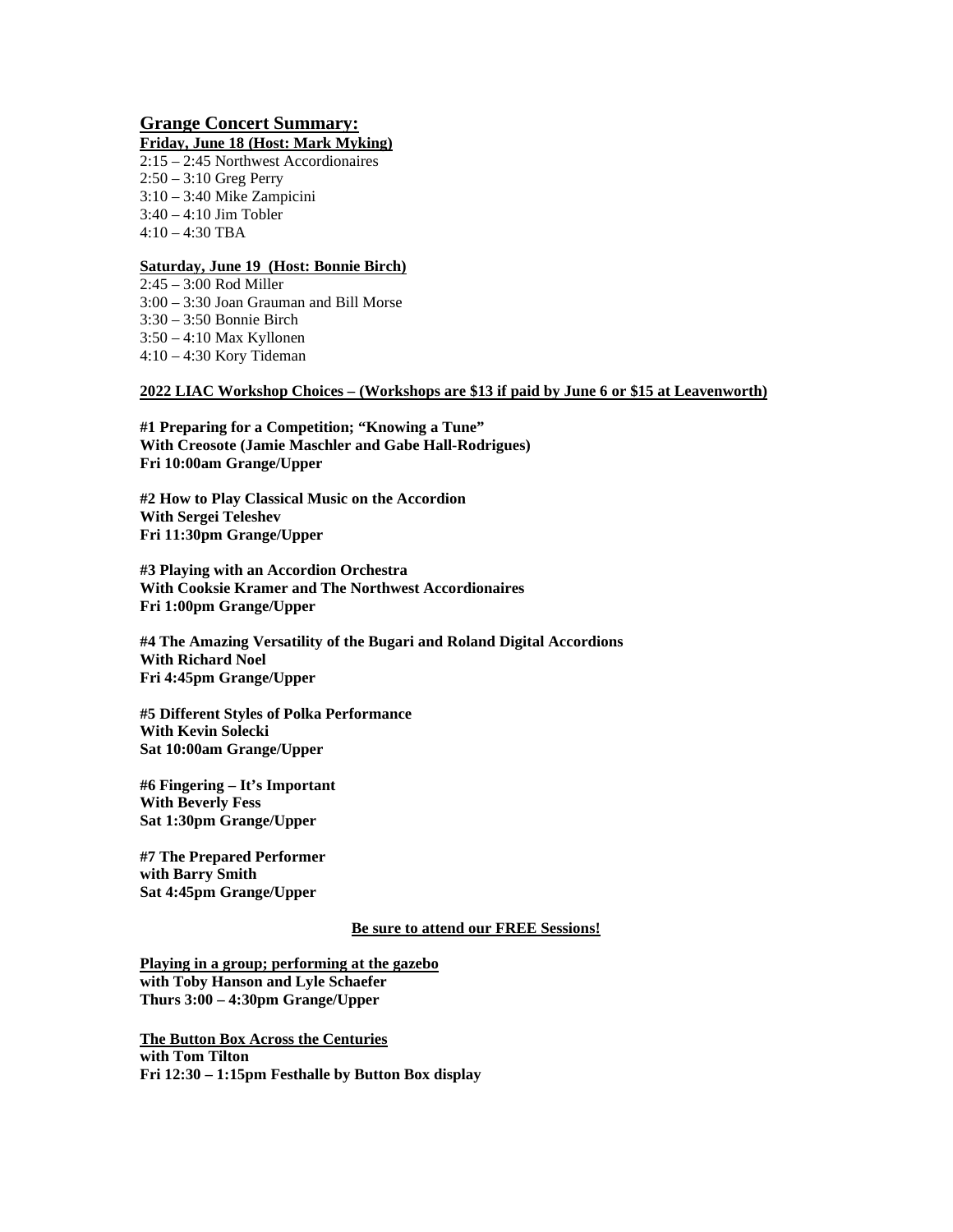## Grange Concert Summary:

**Friday, June 18 (Host: Mark Myking)**

2:15 – 2:45 Northwest Accordionaires
2:50 – 3:10 Greg Perry
3:10 – 3:40 Mike Zampicini
3:40 – 4:10 Jim Tobler
4:10 – 4:30 TBA

**Saturday, June 19 (Host: Bonnie Birch)**

2:45 – 3:00 Rod Miller
3:00 – 3:30 Joan Grauman and Bill Morse
3:30 – 3:50 Bonnie Birch
3:50 – 4:10 Max Kyllonen
4:10 – 4:30 Kory Tideman

**2022 LIAC Workshop Choices – (Workshops are $13 if paid by June 6 or $15 at Leavenworth)**

**#1 Preparing for a Competition; "Knowing a Tune"**
**With Creosote (Jamie Maschler and Gabe Hall-Rodrigues)**
**Fri 10:00am Grange/Upper**

**#2 How to Play Classical Music on the Accordion**
**With Sergei Teleshev**
**Fri 11:30pm Grange/Upper**

**#3 Playing with an Accordion Orchestra**
**With Cooksie Kramer and The Northwest Accordionaires**
**Fri 1:00pm Grange/Upper**

**#4 The Amazing Versatility of the Bugari and Roland Digital Accordions**
**With Richard Noel**
**Fri 4:45pm Grange/Upper**

**#5 Different Styles of Polka Performance**
**With Kevin Solecki**
**Sat 10:00am Grange/Upper**

**#6 Fingering – It's Important**
**With Beverly Fess**
**Sat 1:30pm Grange/Upper**

**#7 The Prepared Performer**
**with Barry Smith**
**Sat 4:45pm Grange/Upper**

**Be sure to attend our FREE Sessions!**

**Playing in a group; performing at the gazebo**
**with Toby Hanson and Lyle Schaefer**
**Thurs 3:00 – 4:30pm Grange/Upper**

**The Button Box Across the Centuries**
**with Tom Tilton**
**Fri 12:30 – 1:15pm Festhalle by Button Box display**